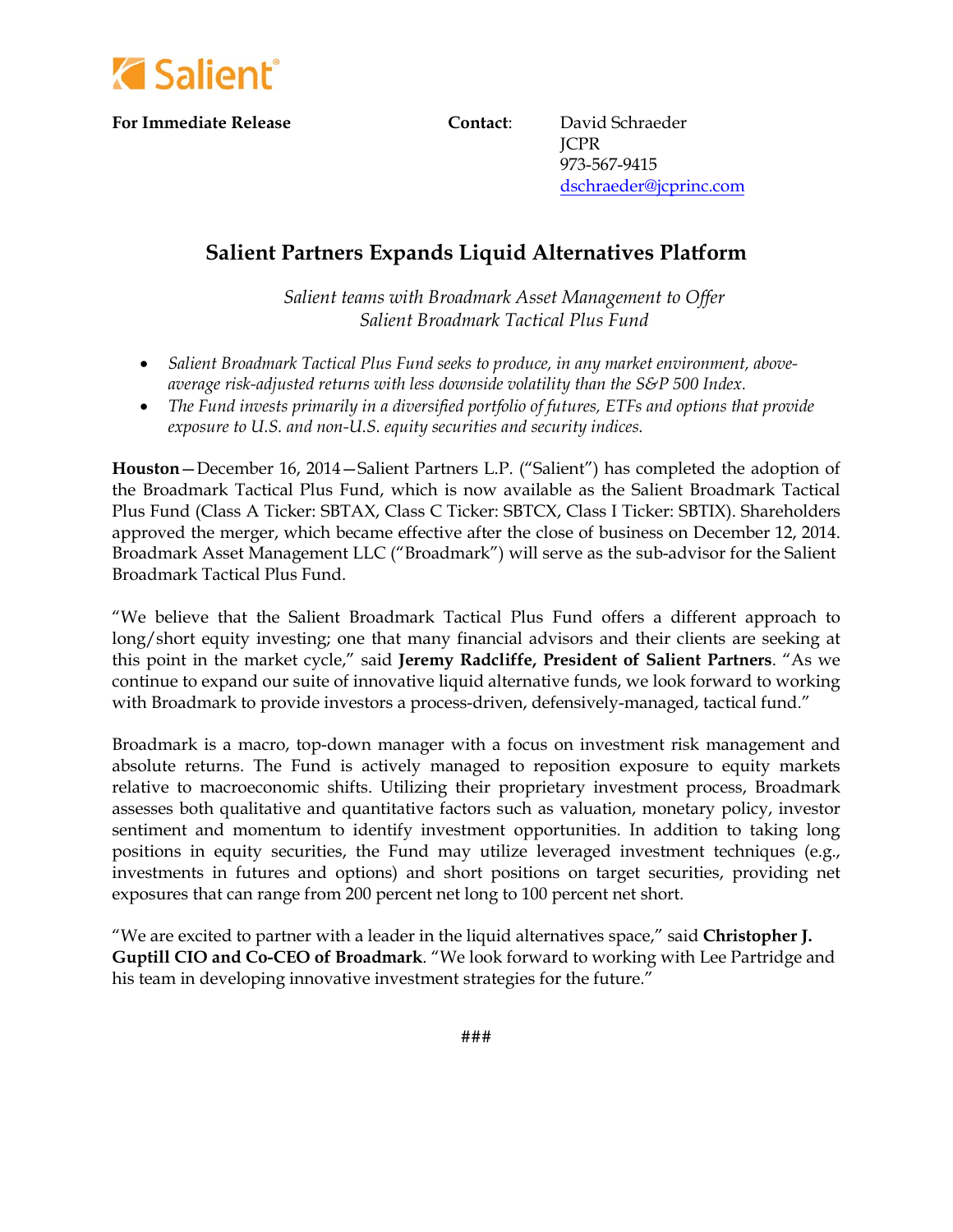Salient®

**For Immediate Release**

**Contact**: David Schraeder
JCPR
973-567-9415
dschraeder@jcprinc.com

# Salient Partners Expands Liquid Alternatives Platform

*Salient teams with Broadmark Asset Management to Offer*
*Salient Broadmark Tactical Plus Fund*

- *Salient Broadmark Tactical Plus Fund seeks to produce, in any market environment, above-average risk-adjusted returns with less downside volatility than the S&P 500 Index.*
- *The Fund invests primarily in a diversified portfolio of futures, ETFs and options that provide exposure to U.S. and non-U.S. equity securities and security indices.*

**Houston**—December 16, 2014—Salient Partners L.P. ("Salient") has completed the adoption of the Broadmark Tactical Plus Fund, which is now available as the Salient Broadmark Tactical Plus Fund (Class A Ticker: SBTAX, Class C Ticker: SBTCX, Class I Ticker: SBTIX). Shareholders approved the merger, which became effective after the close of business on December 12, 2014. Broadmark Asset Management LLC ("Broadmark") will serve as the sub-advisor for the Salient Broadmark Tactical Plus Fund.

"We believe that the Salient Broadmark Tactical Plus Fund offers a different approach to long/short equity investing; one that many financial advisors and their clients are seeking at this point in the market cycle," said **Jeremy Radcliffe, President of Salient Partners**. "As we continue to expand our suite of innovative liquid alternative funds, we look forward to working with Broadmark to provide investors a process-driven, defensively-managed, tactical fund."

Broadmark is a macro, top-down manager with a focus on investment risk management and absolute returns. The Fund is actively managed to reposition exposure to equity markets relative to macroeconomic shifts. Utilizing their proprietary investment process, Broadmark assesses both qualitative and quantitative factors such as valuation, monetary policy, investor sentiment and momentum to identify investment opportunities. In addition to taking long positions in equity securities, the Fund may utilize leveraged investment techniques (e.g., investments in futures and options) and short positions on target securities, providing net exposures that can range from 200 percent net long to 100 percent net short.

"We are excited to partner with a leader in the liquid alternatives space," said **Christopher J. Guptill CIO and Co-CEO of Broadmark**. "We look forward to working with Lee Partridge and his team in developing innovative investment strategies for the future."

###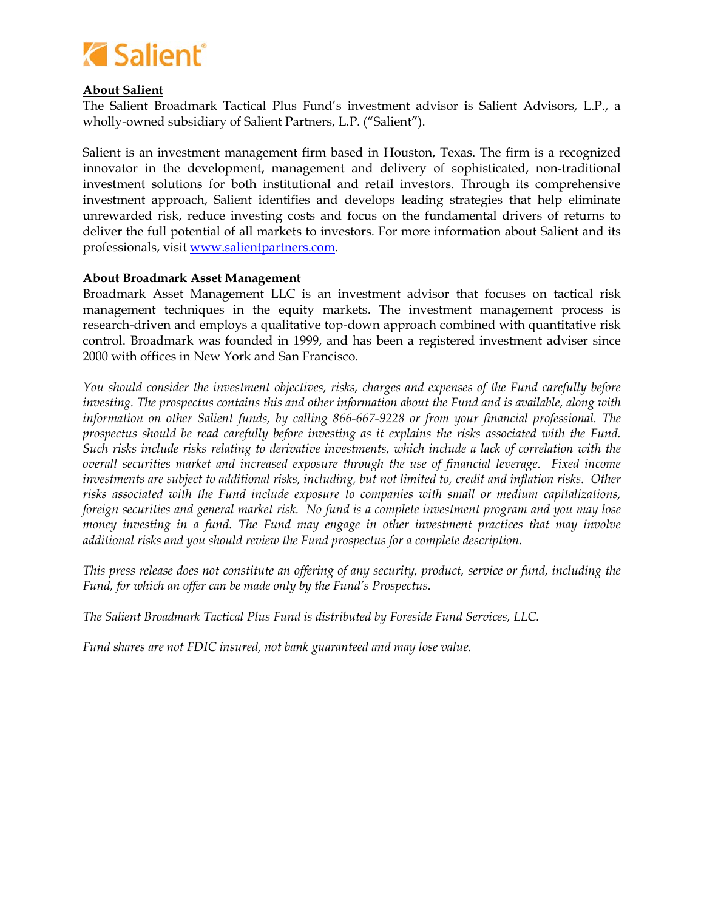Salient

**About Salient**

The Salient Broadmark Tactical Plus Fund's investment advisor is Salient Advisors, L.P., a wholly-owned subsidiary of Salient Partners, L.P. ("Salient").

Salient is an investment management firm based in Houston, Texas. The firm is a recognized innovator in the development, management and delivery of sophisticated, non-traditional investment solutions for both institutional and retail investors. Through its comprehensive investment approach, Salient identifies and develops leading strategies that help eliminate unrewarded risk, reduce investing costs and focus on the fundamental drivers of returns to deliver the full potential of all markets to investors. For more information about Salient and its professionals, visit [www.salientpartners.com](www.salientpartners.com).

**About Broadmark Asset Management**

Broadmark Asset Management LLC is an investment advisor that focuses on tactical risk management techniques in the equity markets. The investment management process is research-driven and employs a qualitative top-down approach combined with quantitative risk control. Broadmark was founded in 1999, and has been a registered investment adviser since 2000 with offices in New York and San Francisco.

*You should consider the investment objectives, risks, charges and expenses of the Fund carefully before investing. The prospectus contains this and other information about the Fund and is available, along with information on other Salient funds, by calling 866-667-9228 or from your financial professional. The prospectus should be read carefully before investing as it explains the risks associated with the Fund. Such risks include risks relating to derivative investments, which include a lack of correlation with the overall securities market and increased exposure through the use of financial leverage. Fixed income investments are subject to additional risks, including, but not limited to, credit and inflation risks. Other risks associated with the Fund include exposure to companies with small or medium capitalizations, foreign securities and general market risk. No fund is a complete investment program and you may lose money investing in a fund. The Fund may engage in other investment practices that may involve additional risks and you should review the Fund prospectus for a complete description.*

*This press release does not constitute an offering of any security, product, service or fund, including the Fund, for which an offer can be made only by the Fund's Prospectus.*

*The Salient Broadmark Tactical Plus Fund is distributed by Foreside Fund Services, LLC.*

*Fund shares are not FDIC insured, not bank guaranteed and may lose value.*